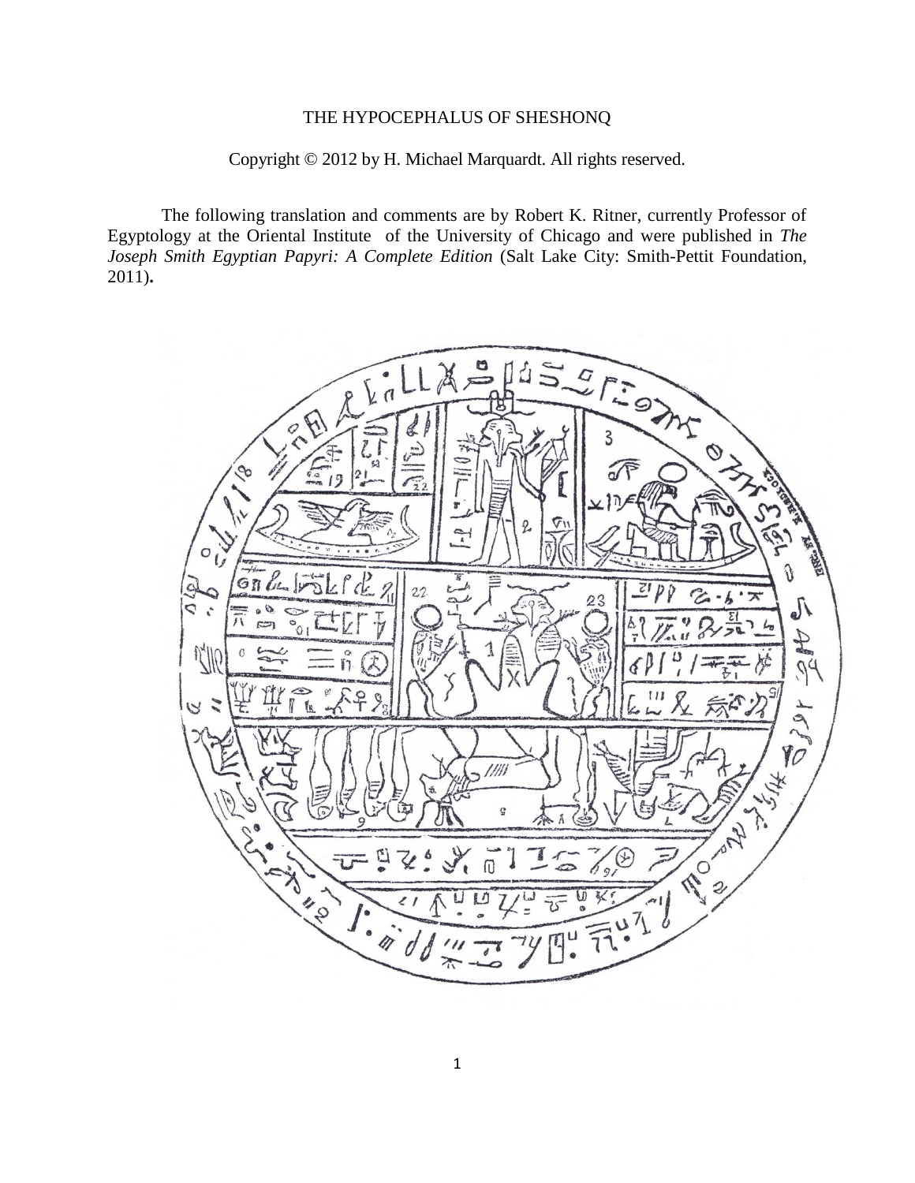# THE HYPOCEPHALUS OF SHESHONQ

Copyright © 2012 by H. Michael Marquardt. All rights reserved.

The following translation and comments are by Robert K. Ritner, currently Professor of Egyptology at the Oriental Institute of the University of Chicago and were published in *The Joseph Smith Egyptian Papyri: A Complete Edition* (Salt Lake City: Smith-Pettit Foundation, 2011)**.**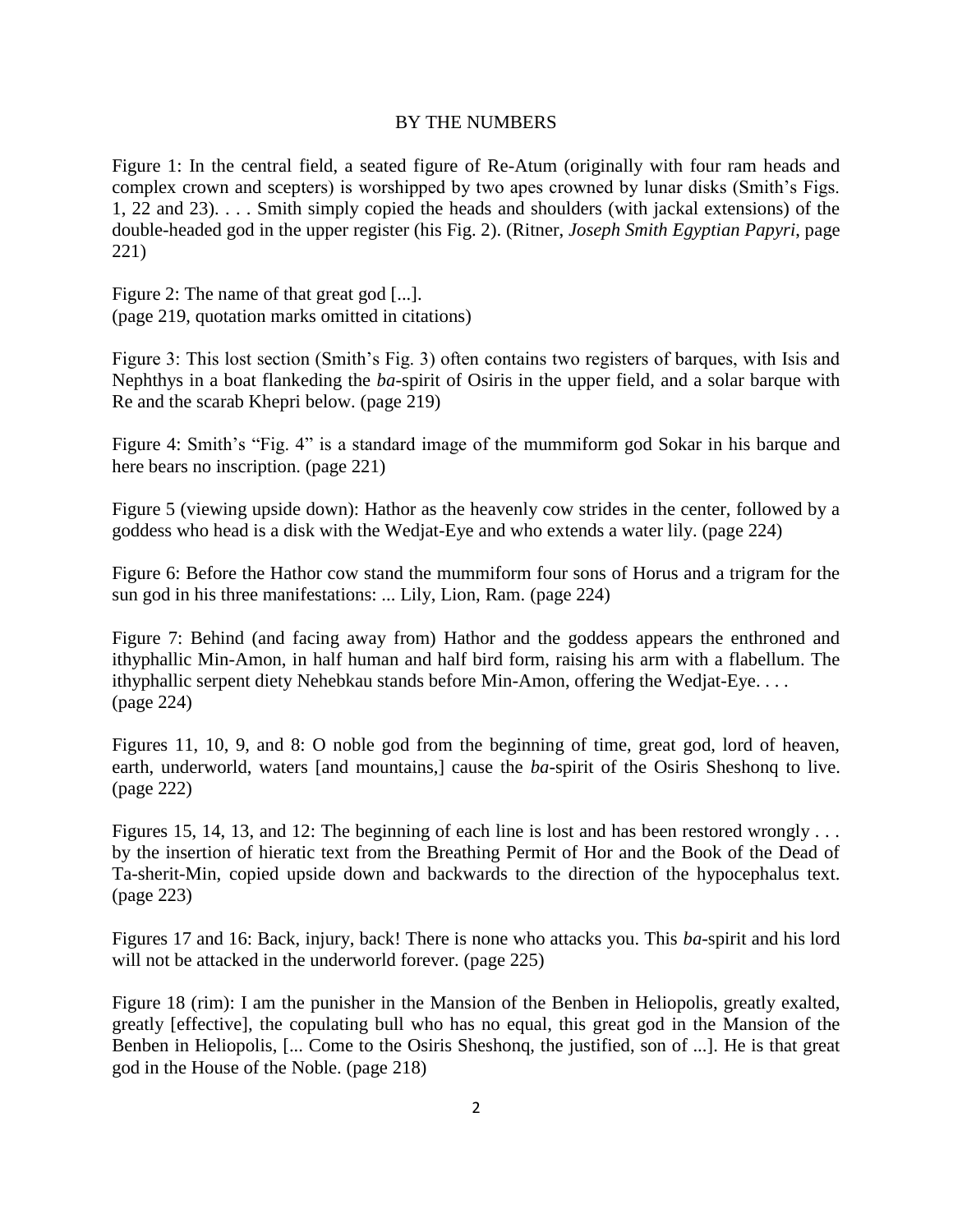# BY THE NUMBERS

Figure 1: In the central field, a seated figure of Re-Atum (originally with four ram heads and complex crown and scepters) is worshipped by two apes crowned by lunar disks (Smith's Figs. 1, 22 and 23). . . . Smith simply copied the heads and shoulders (with jackal extensions) of the double-headed god in the upper register (his Fig. 2). (Ritner, *Joseph Smith Egyptian Papyri*, page 221)

Figure 2: The name of that great god [...].
(page 219, quotation marks omitted in citations)

Figure 3: This lost section (Smith's Fig. 3) often contains two registers of barques, with Isis and Nephthys in a boat flankeding the *ba*-spirit of Osiris in the upper field, and a solar barque with Re and the scarab Khepri below. (page 219)

Figure 4: Smith's "Fig. 4" is a standard image of the mummiform god Sokar in his barque and here bears no inscription. (page 221)

Figure 5 (viewing upside down): Hathor as the heavenly cow strides in the center, followed by a goddess who head is a disk with the Wedjat-Eye and who extends a water lily. (page 224)

Figure 6: Before the Hathor cow stand the mummiform four sons of Horus and a trigram for the sun god in his three manifestations: ... Lily, Lion, Ram. (page 224)

Figure 7: Behind (and facing away from) Hathor and the goddess appears the enthroned and ithyphallic Min-Amon, in half human and half bird form, raising his arm with a flabellum. The ithyphallic serpent diety Nehebkau stands before Min-Amon, offering the Wedjat-Eye. . . .
(page 224)

Figures 11, 10, 9, and 8: O noble god from the beginning of time, great god, lord of heaven, earth, underworld, waters [and mountains,] cause the *ba*-spirit of the Osiris Sheshonq to live. (page 222)

Figures 15, 14, 13, and 12: The beginning of each line is lost and has been restored wrongly . . . by the insertion of hieratic text from the Breathing Permit of Hor and the Book of the Dead of Ta-sherit-Min, copied upside down and backwards to the direction of the hypocephalus text. (page 223)

Figures 17 and 16: Back, injury, back! There is none who attacks you. This *ba*-spirit and his lord will not be attacked in the underworld forever. (page 225)

Figure 18 (rim): I am the punisher in the Mansion of the Benben in Heliopolis, greatly exalted, greatly [effective], the copulating bull who has no equal, this great god in the Mansion of the Benben in Heliopolis, [... Come to the Osiris Sheshonq, the justified, son of ...]. He is that great god in the House of the Noble. (page 218)